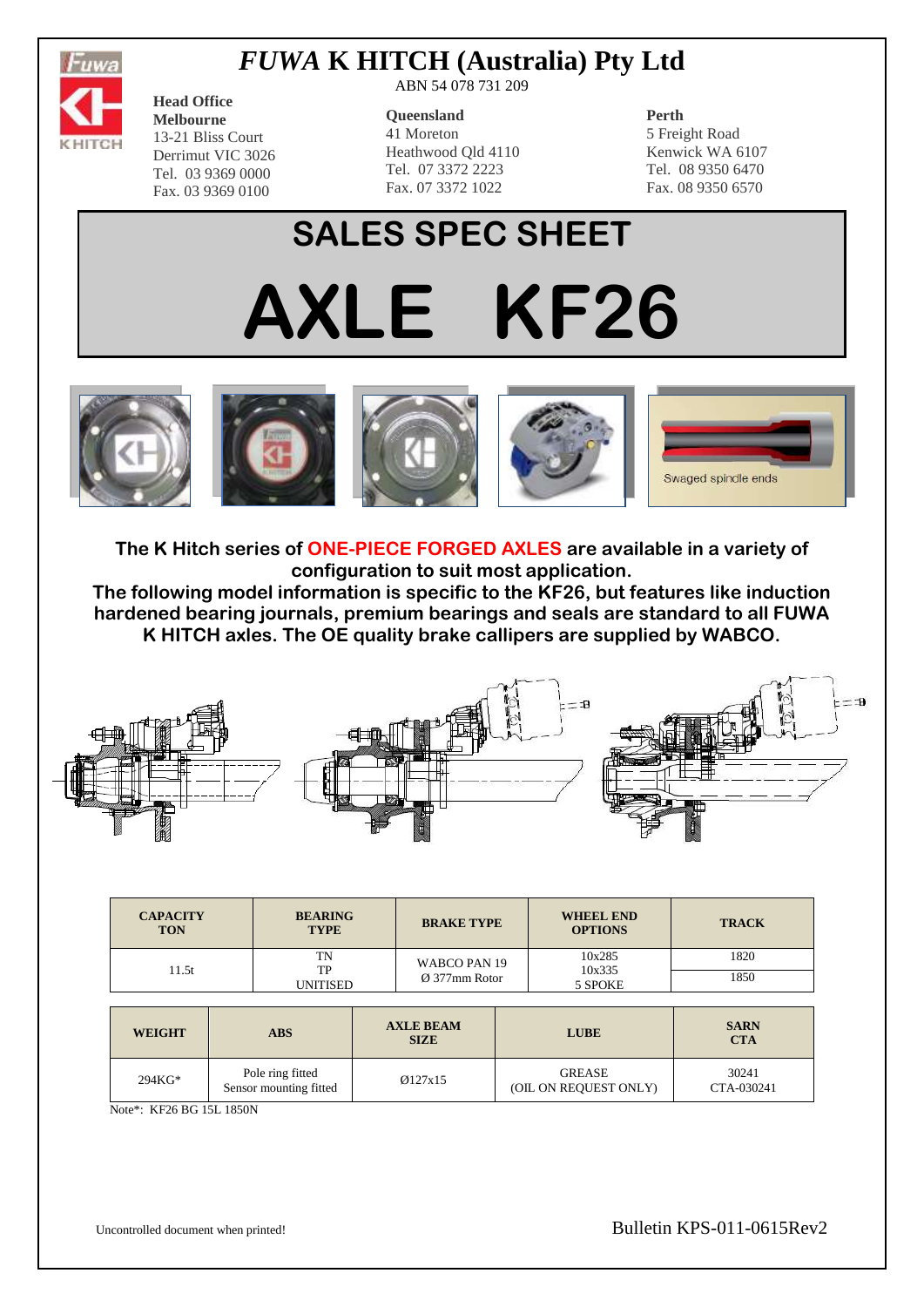# *FUWA* K HITCH (Australia) Pty Ltd

ABN 54 078 731 209

**Head Office**
**Melbourne**
13-21 Bliss Court
Derrimut VIC 3026
Tel. 03 9369 0000
Fax. 03 9369 0100

**Queensland**
41 Moreton
Heathwood Qld 4110
Tel. 07 3372 2223
Fax. 07 3372 1022

**Perth**
5 Freight Road
Kenwick WA 6107
Tel. 08 9350 6470
Fax. 08 9350 6570

# SALES SPEC SHEET

# AXLE KF26

Swaged spindle ends

**The K Hitch series of ONE-PIECE FORGED AXLES are available in a variety of configuration to suit most application.**
**The following model information is specific to the KF26, but features like induction hardened bearing journals, premium bearings and seals are standard to all FUWA K HITCH axles. The OE quality brake callipers are supplied by WABCO.**

| CAPACITY TON | BEARING TYPE | BRAKE TYPE | WHEEL END OPTIONS | TRACK |
|---|---|---|---|---|
| 11.5t | TN<br>TP<br>UNITISED | WABCO PAN 19<br>Ø 377mm Rotor | 10x285<br>10x335<br>5 SPOKE | 1820<br>1850 |

| WEIGHT | ABS | AXLE BEAM SIZE | LUBE | SARN CTA |
|---|---|---|---|---|
| 294KG* | Pole ring fitted<br>Sensor mounting fitted | Ø127x15 | GREASE<br>(OIL ON REQUEST ONLY) | 30241<br>CTA-030241 |

Note*: KF26 BG 15L 1850N

Uncontrolled document when printed!

Bulletin KPS-011-0615Rev2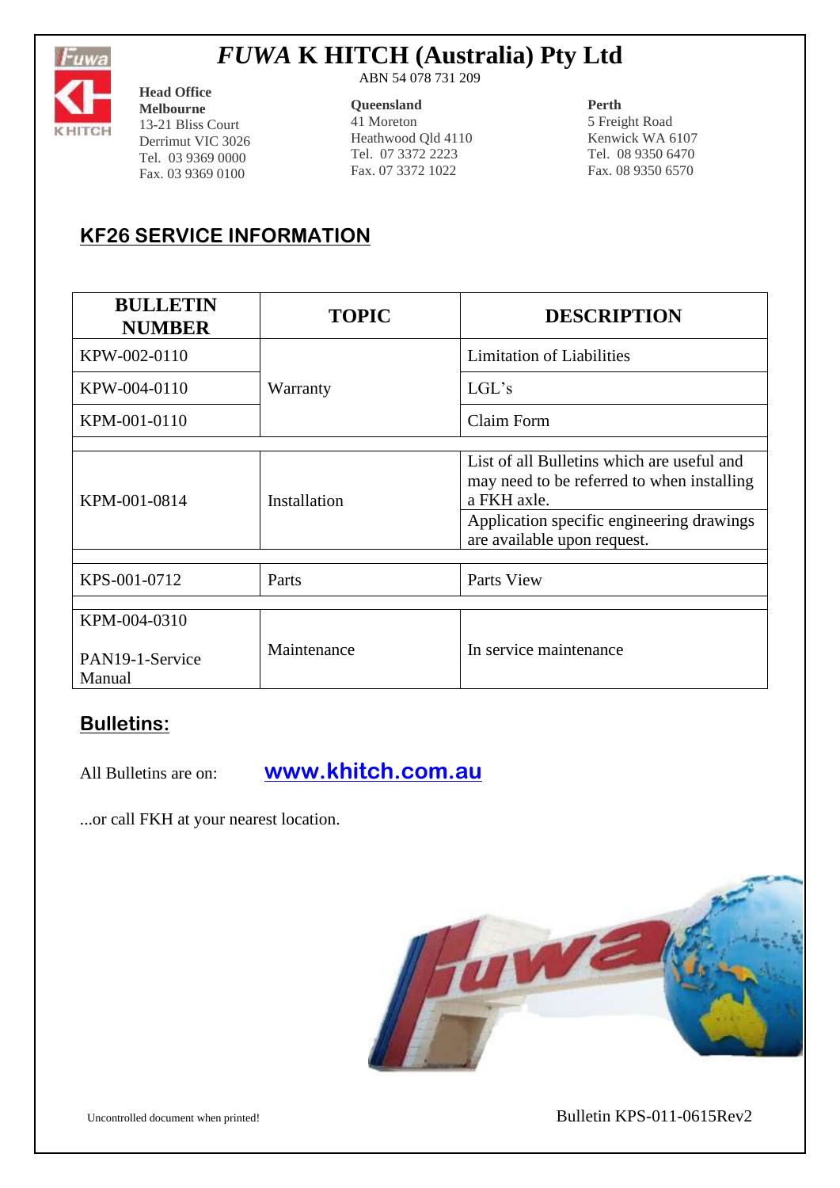# *FUWA* K HITCH (Australia) Pty Ltd

ABN 54 078 731 209

**Head Office Melbourne**
13-21 Bliss Court
Derrimut VIC 3026
Tel. 03 9369 0000
Fax. 03 9369 0100

**Queensland**
41 Moreton
Heathwood Qld 4110
Tel. 07 3372 2223
Fax. 07 3372 1022

**Perth**
5 Freight Road
Kenwick WA 6107
Tel. 08 9350 6470
Fax. 08 9350 6570

## KF26 SERVICE INFORMATION

| BULLETIN NUMBER | TOPIC | DESCRIPTION |
|---|---|---|
| KPW-002-0110 | Warranty | Limitation of Liabilities |
| KPW-004-0110 | | LGL's |
| KPM-001-0110 | | Claim Form |
| KPM-001-0814 | Installation | List of all Bulletins which are useful and may need to be referred to when installing a FKH axle. |
| | | Application specific engineering drawings are available upon request. |
| KPS-001-0712 | Parts | Parts View |
| KPM-004-0310<br>PAN19-1-Service Manual | Maintenance | In service maintenance |

## Bulletins:

All Bulletins are on: **www.khitch.com.au**

...or call FKH at your nearest location.

Uncontrolled document when printed!

Bulletin KPS-011-0615Rev2